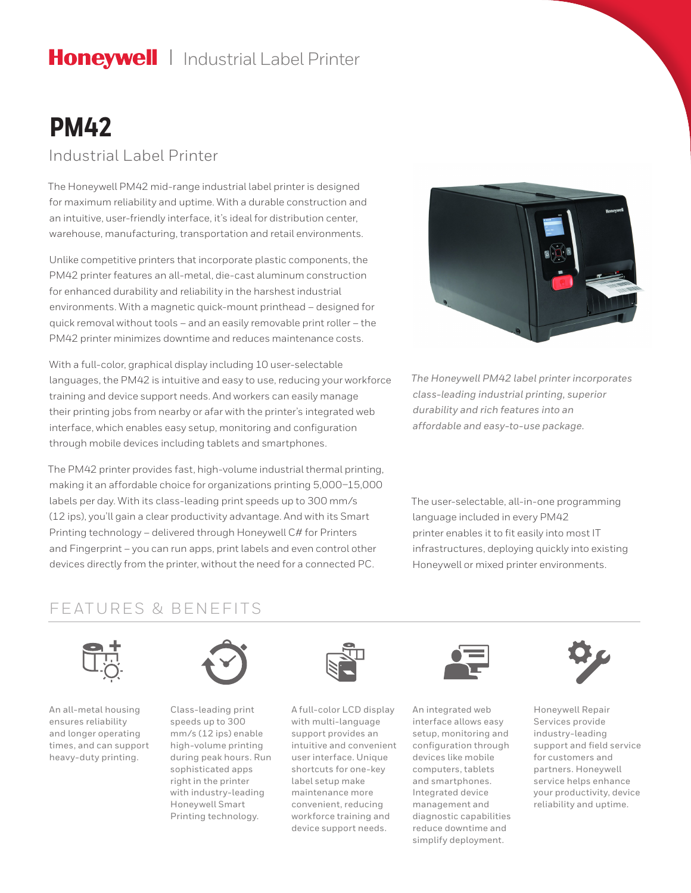Honeywell | Industrial Label Printer

# PM42

## Industrial Label Printer

The Honeywell PM42 mid-range industrial label printer is designed for maximum reliability and uptime. With a durable construction and an intuitive, user-friendly interface, it's ideal for distribution center, warehouse, manufacturing, transportation and retail environments.

Unlike competitive printers that incorporate plastic components, the PM42 printer features an all-metal, die-cast aluminum construction for enhanced durability and reliability in the harshest industrial environments. With a magnetic quick-mount printhead – designed for quick removal without tools – and an easily removable print roller – the PM42 printer minimizes downtime and reduces maintenance costs.

With a full-color, graphical display including 10 user-selectable languages, the PM42 is intuitive and easy to use, reducing your workforce training and device support needs. And workers can easily manage their printing jobs from nearby or afar with the printer's integrated web interface, which enables easy setup, monitoring and configuration through mobile devices including tablets and smartphones.

The PM42 printer provides fast, high-volume industrial thermal printing, making it an affordable choice for organizations printing 5,000–15,000 labels per day. With its class-leading print speeds up to 300 mm/s (12 ips), you'll gain a clear productivity advantage. And with its Smart Printing technology – delivered through Honeywell C# for Printers and Fingerprint – you can run apps, print labels and even control other devices directly from the printer, without the need for a connected PC.

*The Honeywell PM42 label printer incorporates class-leading industrial printing, superior durability and rich features into an affordable and easy-to-use package.*

The user-selectable, all-in-one programming language included in every PM42 printer enables it to fit easily into most IT infrastructures, deploying quickly into existing Honeywell or mixed printer environments.

## FEATURES & BENEFITS

An all-metal housing ensures reliability and longer operating times, and can support heavy-duty printing.

Class-leading print speeds up to 300 mm/s (12 ips) enable high-volume printing during peak hours. Run sophisticated apps right in the printer with industry-leading Honeywell Smart Printing technology.

A full-color LCD display with multi-language support provides an intuitive and convenient user interface. Unique shortcuts for one-key label setup make maintenance more convenient, reducing workforce training and device support needs.

An integrated web interface allows easy setup, monitoring and configuration through devices like mobile computers, tablets and smartphones. Integrated device management and diagnostic capabilities reduce downtime and simplify deployment.

Honeywell Repair Services provide industry-leading support and field service for customers and partners. Honeywell service helps enhance your productivity, device reliability and uptime.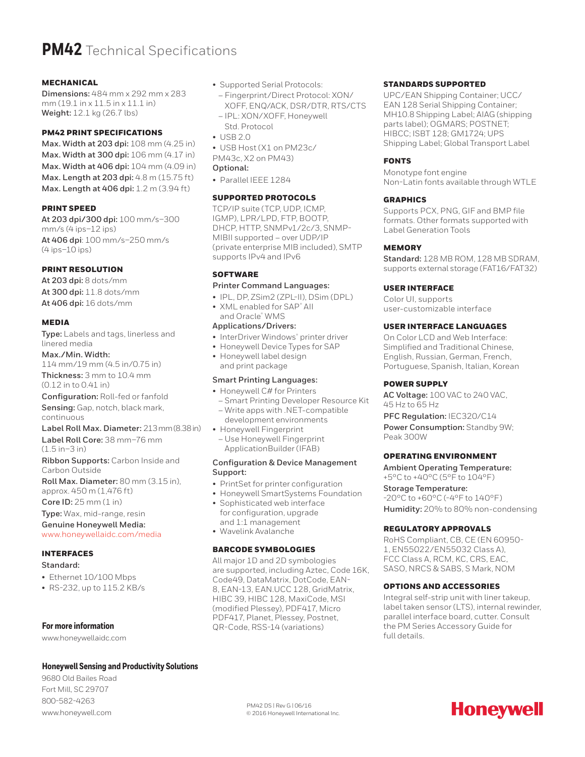# **PM42** Technical Specifications

## MECHANICAL

**Dimensions:** 484 mm x 292 mm x 283 mm (19.1 in x 11.5 in x 11.1 in)
**Weight:** 12.1 kg (26.7 lbs)

## PM42 PRINT SPECIFICATIONS

**Max. Width at 203 dpi:** 108 mm (4.25 in)
**Max. Width at 300 dpi:** 106 mm (4.17 in)
**Max. Width at 406 dpi:** 104 mm (4.09 in)
**Max. Length at 203 dpi:** 4.8 m (15.75 ft)
**Max. Length at 406 dpi:** 1.2 m (3.94 ft)

## PRINT SPEED

**At 203 dpi/300 dpi:** 100 mm/s–300 mm/s (4 ips–12 ips)
**At 406 dpi**: 100 mm/s–250 mm/s (4 ips–10 ips)

## PRINT RESOLUTION

**At 203 dpi:** 8 dots/mm
**At 300 dpi:** 11.8 dots/mm
**At 406 dpi:** 16 dots/mm

## MEDIA

**Type:** Labels and tags, linerless and linered media
**Max./Min. Width:** 114 mm/19 mm (4.5 in/0.75 in)
**Thickness:** 3 mm to 10.4 mm (0.12 in to 0.41 in)
**Configuration:** Roll-fed or fanfold
**Sensing:** Gap, notch, black mark, continuous
**Label Roll Max. Diameter:** 213 mm (8.38 in)
**Label Roll Core:** 38 mm–76 mm (1.5 in–3 in)
**Ribbon Supports:** Carbon Inside and Carbon Outside
**Roll Max. Diameter:** 80 mm (3.15 in), approx. 450 m (1,476 ft)
**Core ID:** 25 mm (1 in)
**Type:** Wax, mid-range, resin
**Genuine Honeywell Media:** www.honeywellaidc.com/media

## INTERFACES

**Standard:**

- Ethernet 10/100 Mbps
- RS-232, up to 115.2 KB/s
- Supported Serial Protocols:
  - Fingerprint/Direct Protocol: XON/XOFF, ENQ/ACK, DSR/DTR, RTS/CTS
  - IPL: XON/XOFF, Honeywell Std. Protocol
- USB 2.0
- USB Host (X1 on PM23c/PM43c, X2 on PM43)

**Optional:**

- Parallel IEEE 1284

## SUPPORTED PROTOCOLS

TCP/IP suite (TCP, UDP, ICMP, IGMP), LPR/LPD, FTP, BOOTP, DHCP, HTTP, SNMPv1/2c/3, SNMP-MIBII supported – over UDP/IP (private enterprise MIB included), SMTP supports IPv4 and IPv6

## SOFTWARE

**Printer Command Languages:**

- IPL, DP, ZSim2 (ZPL-II), DSim (DPL)
- XML enabled for SAP® AII and Oracle® WMS

**Applications/Drivers:**

- InterDriver Windows® printer driver
- Honeywell Device Types for SAP
- Honeywell label design and print package

**Smart Printing Languages:**

- Honeywell C# for Printers
  - Smart Printing Developer Resource Kit
  - Write apps with .NET-compatible development environments
- Honeywell Fingerprint
  - Use Honeywell Fingerprint ApplicationBuilder (IFAB)

**Configuration & Device Management Support:**

- PrintSet for printer configuration
- Honeywell SmartSystems Foundation
- Sophisticated web interface for configuration, upgrade and 1:1 management
- Wavelink Avalanche

## BARCODE SYMBOLOGIES

All major 1D and 2D symbologies are supported, including Aztec, Code 16K, Code49, DataMatrix, DotCode, EAN-8, EAN-13, EAN.UCC 128, GridMatrix, HIBC 39, HIBC 128, MaxiCode, MSI (modified Plessey), PDF417, Micro PDF417, Planet, Plessey, Postnet, QR-Code, RSS-14 (variations)

## STANDARDS SUPPORTED

UPC/EAN Shipping Container; UCC/EAN 128 Serial Shipping Container; MH10.8 Shipping Label; AIAG (shipping parts label); OGMARS; POSTNET; HIBCC; ISBT 128; GM1724; UPS Shipping Label; Global Transport Label

## FONTS

Monotype font engine
Non-Latin fonts available through WTLE

## GRAPHICS

Supports PCX, PNG, GIF and BMP file formats. Other formats supported with Label Generation Tools

## MEMORY

**Standard:** 128 MB ROM, 128 MB SDRAM, supports external storage (FAT16/FAT32)

## USER INTERFACE

Color UI, supports user-customizable interface

## USER INTERFACE LANGUAGES

On Color LCD and Web Interface: Simplified and Traditional Chinese, English, Russian, German, French, Portuguese, Spanish, Italian, Korean

## POWER SUPPLY

**AC Voltage:** 100 VAC to 240 VAC, 45 Hz to 65 Hz
**PFC Regulation:** IEC320/C14
**Power Consumption:** Standby 9W; Peak 300W

## OPERATING ENVIRONMENT

**Ambient Operating Temperature:** +5°C to +40°C (5°F to 104°F)
**Storage Temperature:** -20°C to +60°C (-4°F to 140°F)
**Humidity:** 20% to 80% non-condensing

## REGULATORY APPROVALS

RoHS Compliant, CB, CE (EN 60950-1, EN55022/EN55032 Class A), FCC Class A, RCM, KC, CRS, EAC, SASO, NRCS & SABS, S Mark, NOM

## OPTIONS AND ACCESSORIES

Integral self-strip unit with liner takeup, label taken sensor (LTS), internal rewinder, parallel interface board, cutter. Consult the PM Series Accessory Guide for full details.

### For more information

www.honeywellaidc.com

### Honeywell Sensing and Productivity Solutions

9680 Old Bailes Road
Fort Mill, SC 29707
800-582-4263
www.honeywell.com

PM42 DS | Rev G | 06/16
© 2016 Honeywell International Inc.

Honeywell